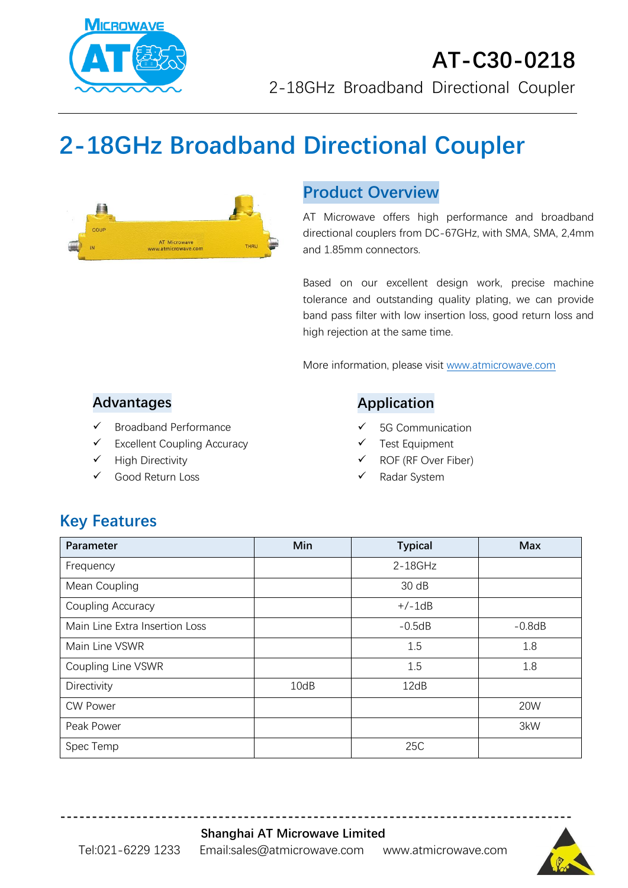AT-C30-0218

2-18GHz Broadband Directional Coupler

# 2-18GHz Broadband Directional Coupler

## Product Overview

AT Microwave offers high performance and broadband directional couplers from DC-67GHz, with SMA, SMA, 2,4mm and 1.85mm connectors.

Based on our excellent design work, precise machine tolerance and outstanding quality plating, we can provide band pass filter with low insertion loss, good return loss and high rejection at the same time.

More information, please visit www.atmicrowave.com

## Advantages

- ✓ Broadband Performance
- ✓ Excellent Coupling Accuracy
- ✓ High Directivity
- ✓ Good Return Loss

## Application

- ✓ 5G Communication
- ✓ Test Equipment
- ✓ ROF (RF Over Fiber)
- ✓ Radar System

## Key Features

| Parameter | Min | Typical | Max |
|---|---|---|---|
| Frequency | | 2-18GHz | |
| Mean Coupling | | 30 dB | |
| Coupling Accuracy | | +/-1dB | |
| Main Line Extra Insertion Loss | | -0.5dB | -0.8dB |
| Main Line VSWR | | 1.5 | 1.8 |
| Coupling Line VSWR | | 1.5 | 1.8 |
| Directivity | 10dB | 12dB | |
| CW Power | | | 20W |
| Peak Power | | | 3kW |
| Spec Temp | | 25C | |

**Shanghai AT Microwave Limited**

Tel:021-6229 1233 Email:sales@atmicrowave.com www.atmicrowave.com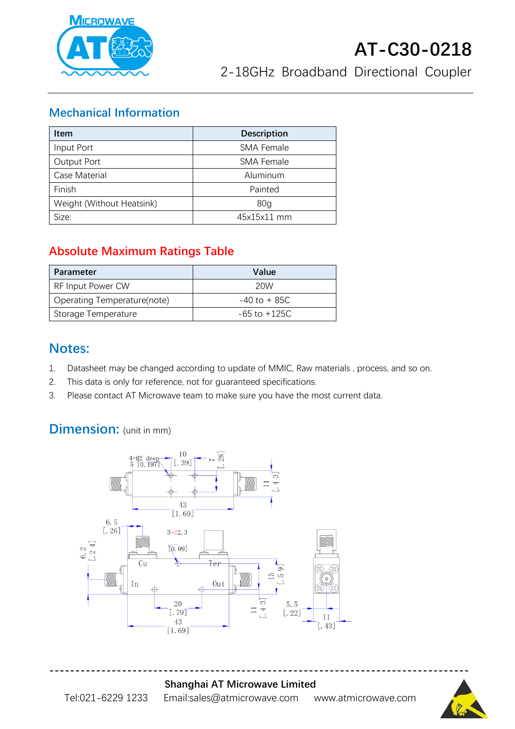# AT-C30-0218

2-18GHz Broadband Directional Coupler

## Mechanical Information

| Item | Description |
|---|---|
| Input Port | SMA Female |
| Output Port | SMA Female |
| Case Material | Aluminum |
| Finish | Painted |
| Weight (Without Heatsink) | 80g |
| Size: | 45x15x11 mm |

## Absolute Maximum Ratings Table

| Parameter | Value |
|---|---|
| RF Input Power CW | 20W |
| Operating Temperature(note) | -40 to + 85C |
| Storage Temperature | -65 to +125C |

## Notes:

1. Datasheet may be changed according to update of MMIC, Raw materials , process, and so on.
2. This data is only for reference, not for guaranteed specifications.
3. Please contact AT Microwave team to make sure you have the most current data.

## Dimension: (unit in mm)

4-M2 deep 5 [0.197]
10 [.39]
7 [.28]
11 [.43]
43 [1.69]
6.5 [.26]
3-⌀2.3 [0.09]
6.2 [.24]
Cu
Ter
In
Out
15 [.59]
20 [.79]
43 [1.69]
11 [.43]
5.5 [.22]
11 [.43]

**Shanghai AT Microwave Limited**

Tel:021-6229 1233    Email:sales@atmicrowave.com    www.atmicrowave.com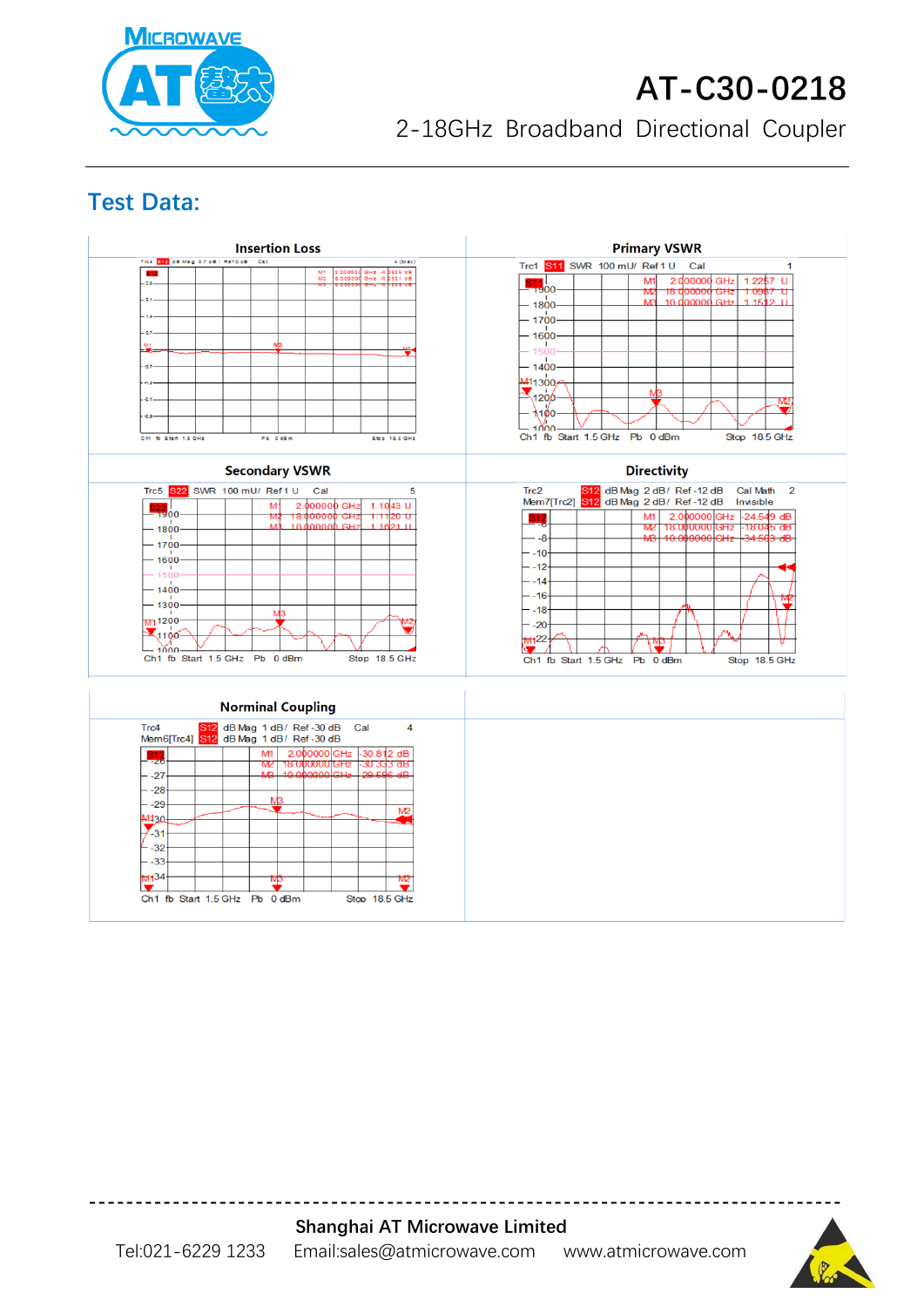# AT-C30-0218

2-18GHz Broadband Directional Coupler

## Test Data:

**Insertion Loss**

**Primary VSWR**

Trc1 S11 SWR 100 mU/ Ref 1 U Cal 1

M1 2.000000 GHz 1.2257 U
M2 18.000000 GHz 1.0967 U
M3 10.000000 GHz 1.1512 U

1900
1800
1700
1600
1500
1400
1300
1200
1100
1000

Ch1 fb Start 1.5 GHz Pb 0 dBm Stop 18.5 GHz

**Secondary VSWR**

Trc5 S22 SWR 100 mU/ Ref 1 U Cal 5

M1 2.000000 GHz 1.1043 U
M2 18.000000 GHz 1.1120 U
M3 10.000000 GHz 1.1621 U

1900
1800
1700
1600
1500
1400
1300
1200
1100
1000

Ch1 fb Start 1.5 GHz Pb 0 dBm Stop 18.5 GHz

**Directivity**

Trc2 S12 dB Mag 2 dB/ Ref -12 dB Cal Math 2
Mem7[Trc2] S12 dB Mag 2 dB/ Ref -12 dB Invisible

M1 2.000000 GHz -24.549 dB
M2 18.000000 GHz -18.045 dB
M3 10.000000 GHz -34.563 dB

-8
-10
-12
-14
-16
-18
-20
-22

Ch1 fb Start 1.5 GHz Pb 0 dBm Stop 18.5 GHz

**Norminal Coupling**

Trc4 S12 dB Mag 1 dB/ Ref -30 dB Cal 4
Mem6[Trc4] S12 dB Mag 1 dB/ Ref -30 dB

M1 2.000000 GHz -30.812 dB
M2 18.000000 GHz -30.333 dB
M3 10.000000 GHz -29.596 dB

-26
-27
-28
-29
-30
-31
-32
-33
-34

Ch1 fb Start 1.5 GHz Pb 0 dBm Stop 18.5 GHz

---

**Shanghai AT Microwave Limited**

Tel:021-6229 1233 Email:sales@atmicrowave.com www.atmicrowave.com